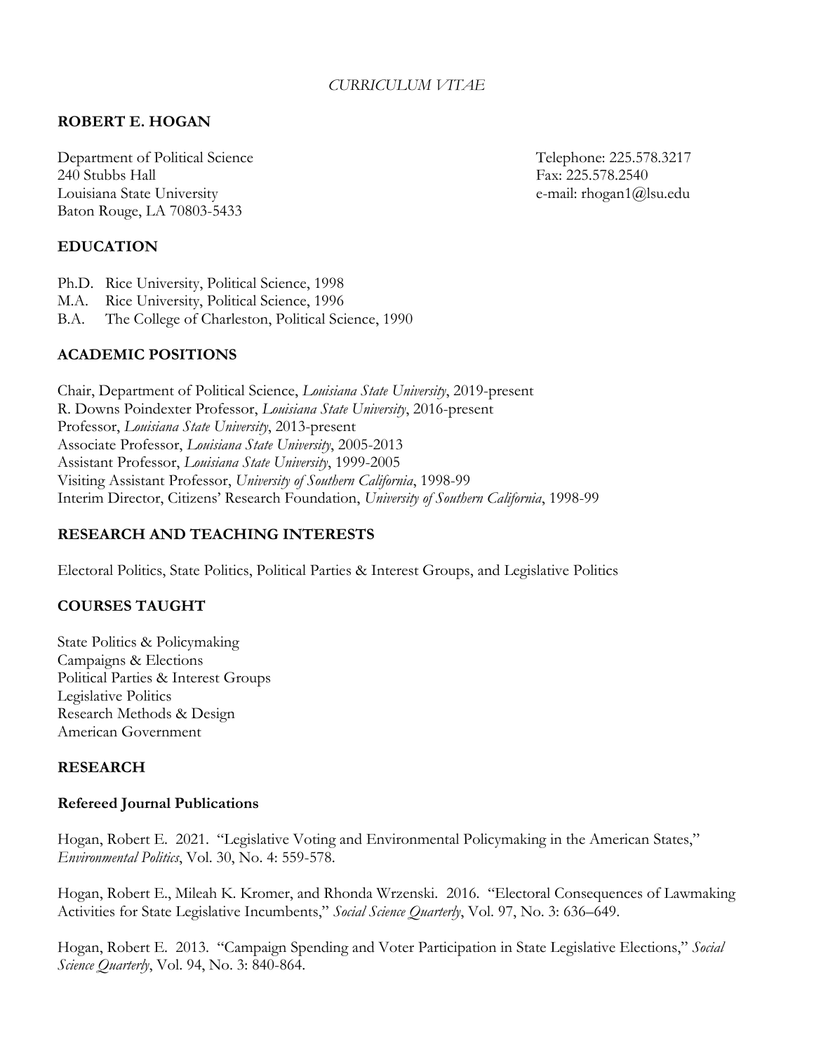*CURRICULUM VITAE*

# ROBERT E. HOGAN

Department of Political Science
240 Stubbs Hall
Louisiana State University
Baton Rouge, LA 70803-5433

Telephone: 225.578.3217
Fax: 225.578.2540
e-mail: rhogan1@lsu.edu

## EDUCATION

Ph.D. Rice University, Political Science, 1998
M.A. Rice University, Political Science, 1996
B.A. The College of Charleston, Political Science, 1990

## ACADEMIC POSITIONS

Chair, Department of Political Science, *Louisiana State University*, 2019-present
R. Downs Poindexter Professor, *Louisiana State University*, 2016-present
Professor, *Louisiana State University*, 2013-present
Associate Professor, *Louisiana State University*, 2005-2013
Assistant Professor, *Louisiana State University*, 1999-2005
Visiting Assistant Professor, *University of Southern California*, 1998-99
Interim Director, Citizens' Research Foundation, *University of Southern California*, 1998-99

## RESEARCH AND TEACHING INTERESTS

Electoral Politics, State Politics, Political Parties & Interest Groups, and Legislative Politics

## COURSES TAUGHT

State Politics & Policymaking
Campaigns & Elections
Political Parties & Interest Groups
Legislative Politics
Research Methods & Design
American Government

## RESEARCH

### Refereed Journal Publications

Hogan, Robert E. 2021. "Legislative Voting and Environmental Policymaking in the American States," *Environmental Politics*, Vol. 30, No. 4: 559-578.

Hogan, Robert E., Mileah K. Kromer, and Rhonda Wrzenski. 2016. "Electoral Consequences of Lawmaking Activities for State Legislative Incumbents," *Social Science Quarterly*, Vol. 97, No. 3: 636–649.

Hogan, Robert E. 2013. "Campaign Spending and Voter Participation in State Legislative Elections," *Social Science Quarterly*, Vol. 94, No. 3: 840-864.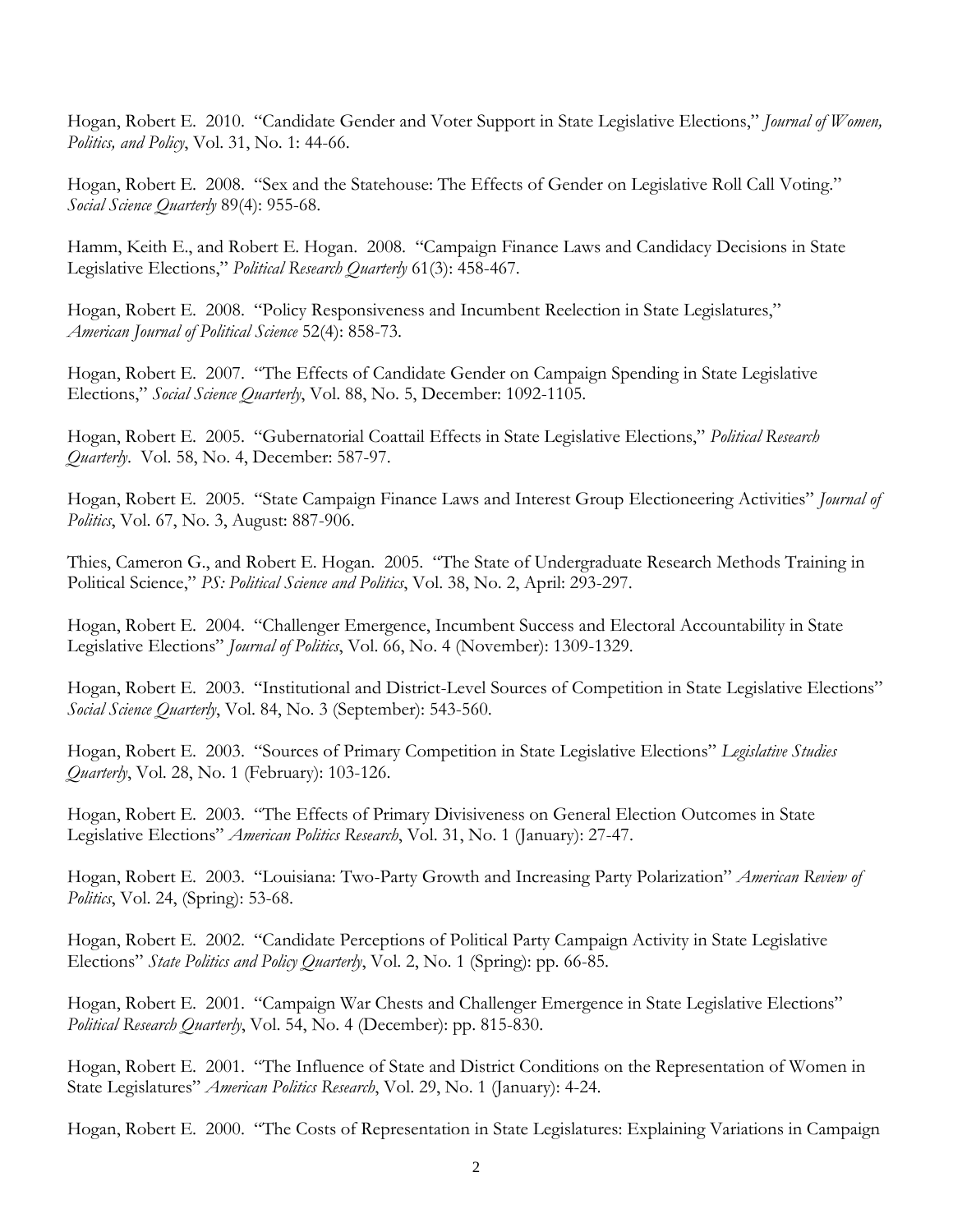Hogan, Robert E. 2010. "Candidate Gender and Voter Support in State Legislative Elections," *Journal of Women, Politics, and Policy*, Vol. 31, No. 1: 44-66.

Hogan, Robert E. 2008. "Sex and the Statehouse: The Effects of Gender on Legislative Roll Call Voting." *Social Science Quarterly* 89(4): 955-68.

Hamm, Keith E., and Robert E. Hogan. 2008. "Campaign Finance Laws and Candidacy Decisions in State Legislative Elections," *Political Research Quarterly* 61(3): 458-467.

Hogan, Robert E. 2008. "Policy Responsiveness and Incumbent Reelection in State Legislatures," *American Journal of Political Science* 52(4): 858-73.

Hogan, Robert E. 2007. "The Effects of Candidate Gender on Campaign Spending in State Legislative Elections," *Social Science Quarterly*, Vol. 88, No. 5, December: 1092-1105.

Hogan, Robert E. 2005. "Gubernatorial Coattail Effects in State Legislative Elections," *Political Research Quarterly*. Vol. 58, No. 4, December: 587-97.

Hogan, Robert E. 2005. "State Campaign Finance Laws and Interest Group Electioneering Activities" *Journal of Politics*, Vol. 67, No. 3, August: 887-906.

Thies, Cameron G., and Robert E. Hogan. 2005. "The State of Undergraduate Research Methods Training in Political Science," *PS: Political Science and Politics*, Vol. 38, No. 2, April: 293-297.

Hogan, Robert E. 2004. "Challenger Emergence, Incumbent Success and Electoral Accountability in State Legislative Elections" *Journal of Politics*, Vol. 66, No. 4 (November): 1309-1329.

Hogan, Robert E. 2003. "Institutional and District-Level Sources of Competition in State Legislative Elections" *Social Science Quarterly*, Vol. 84, No. 3 (September): 543-560.

Hogan, Robert E. 2003. "Sources of Primary Competition in State Legislative Elections" *Legislative Studies Quarterly*, Vol. 28, No. 1 (February): 103-126.

Hogan, Robert E. 2003. "The Effects of Primary Divisiveness on General Election Outcomes in State Legislative Elections" *American Politics Research*, Vol. 31, No. 1 (January): 27-47.

Hogan, Robert E. 2003. "Louisiana: Two-Party Growth and Increasing Party Polarization" *American Review of Politics*, Vol. 24, (Spring): 53-68.

Hogan, Robert E. 2002. "Candidate Perceptions of Political Party Campaign Activity in State Legislative Elections" *State Politics and Policy Quarterly*, Vol. 2, No. 1 (Spring): pp. 66-85.

Hogan, Robert E. 2001. "Campaign War Chests and Challenger Emergence in State Legislative Elections" *Political Research Quarterly*, Vol. 54, No. 4 (December): pp. 815-830.

Hogan, Robert E. 2001. "The Influence of State and District Conditions on the Representation of Women in State Legislatures" *American Politics Research*, Vol. 29, No. 1 (January): 4-24.

Hogan, Robert E. 2000. "The Costs of Representation in State Legislatures: Explaining Variations in Campaign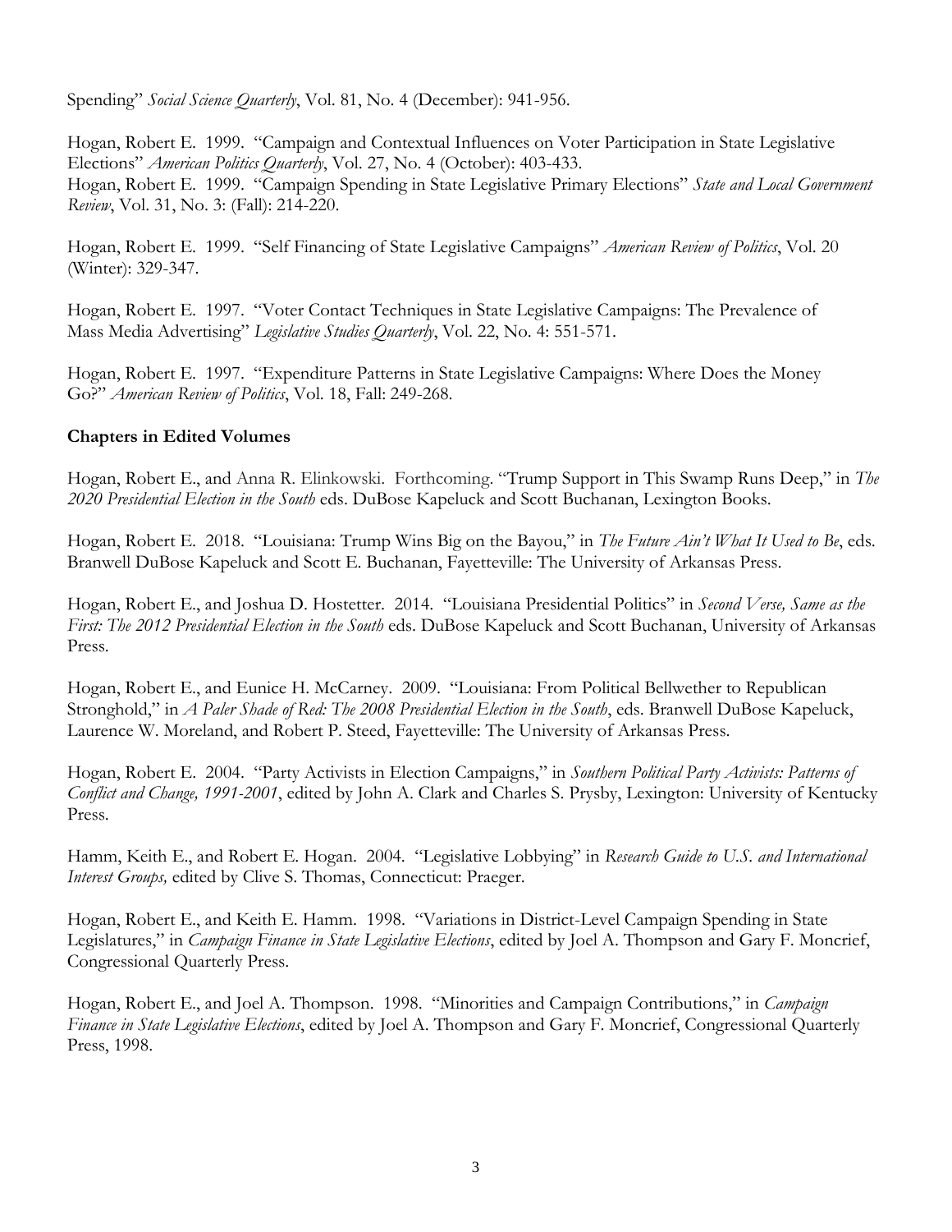Spending" *Social Science Quarterly*, Vol. 81, No. 4 (December): 941-956.

Hogan, Robert E. 1999. "Campaign and Contextual Influences on Voter Participation in State Legislative Elections" *American Politics Quarterly*, Vol. 27, No. 4 (October): 403-433.
Hogan, Robert E. 1999. "Campaign Spending in State Legislative Primary Elections" *State and Local Government Review*, Vol. 31, No. 3: (Fall): 214-220.

Hogan, Robert E. 1999. "Self Financing of State Legislative Campaigns" *American Review of Politics*, Vol. 20 (Winter): 329-347.

Hogan, Robert E. 1997. "Voter Contact Techniques in State Legislative Campaigns: The Prevalence of Mass Media Advertising" *Legislative Studies Quarterly*, Vol. 22, No. 4: 551-571.

Hogan, Robert E. 1997. "Expenditure Patterns in State Legislative Campaigns: Where Does the Money Go?" *American Review of Politics*, Vol. 18, Fall: 249-268.

**Chapters in Edited Volumes**

Hogan, Robert E., and Anna R. Elinkowski. Forthcoming. "Trump Support in This Swamp Runs Deep," in *The 2020 Presidential Election in the South* eds. DuBose Kapeluck and Scott Buchanan, Lexington Books.

Hogan, Robert E. 2018. "Louisiana: Trump Wins Big on the Bayou," in *The Future Ain't What It Used to Be*, eds. Branwell DuBose Kapeluck and Scott E. Buchanan, Fayetteville: The University of Arkansas Press.

Hogan, Robert E., and Joshua D. Hostetter. 2014. "Louisiana Presidential Politics" in *Second Verse, Same as the First: The 2012 Presidential Election in the South* eds. DuBose Kapeluck and Scott Buchanan, University of Arkansas Press.

Hogan, Robert E., and Eunice H. McCarney. 2009. "Louisiana: From Political Bellwether to Republican Stronghold," in *A Paler Shade of Red: The 2008 Presidential Election in the South*, eds. Branwell DuBose Kapeluck, Laurence W. Moreland, and Robert P. Steed, Fayetteville: The University of Arkansas Press.

Hogan, Robert E. 2004. "Party Activists in Election Campaigns," in *Southern Political Party Activists: Patterns of Conflict and Change, 1991-2001*, edited by John A. Clark and Charles S. Prysby, Lexington: University of Kentucky Press.

Hamm, Keith E., and Robert E. Hogan. 2004. "Legislative Lobbying" in *Research Guide to U.S. and International Interest Groups,* edited by Clive S. Thomas, Connecticut: Praeger.

Hogan, Robert E., and Keith E. Hamm. 1998. "Variations in District-Level Campaign Spending in State Legislatures," in *Campaign Finance in State Legislative Elections*, edited by Joel A. Thompson and Gary F. Moncrief, Congressional Quarterly Press.

Hogan, Robert E., and Joel A. Thompson. 1998. "Minorities and Campaign Contributions," in *Campaign Finance in State Legislative Elections*, edited by Joel A. Thompson and Gary F. Moncrief, Congressional Quarterly Press, 1998.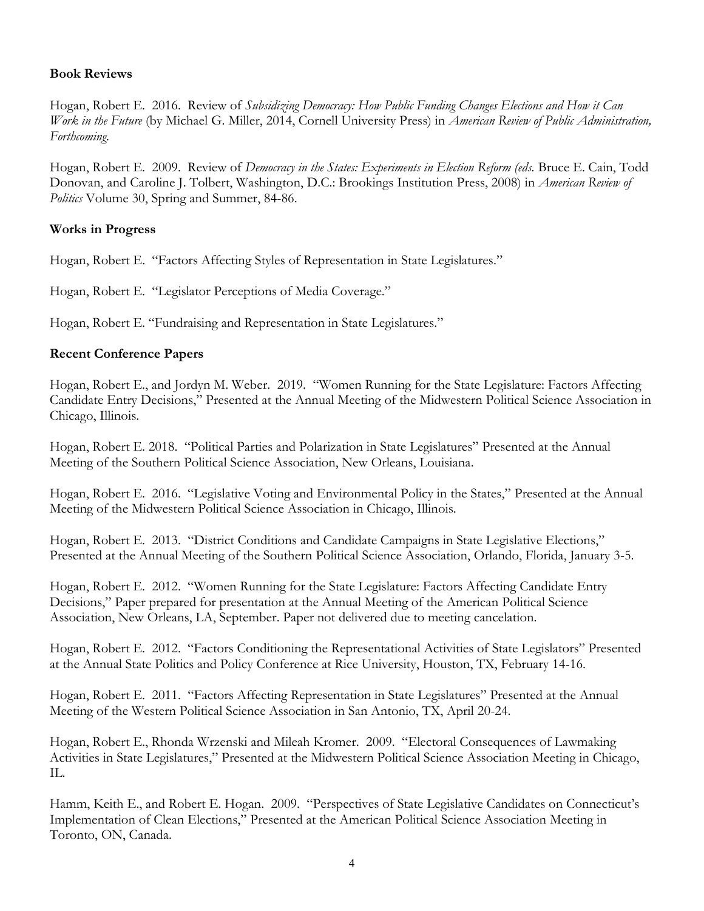### Book Reviews

Hogan, Robert E. 2016. Review of *Subsidizing Democracy: How Public Funding Changes Elections and How it Can Work in the Future* (by Michael G. Miller, 2014, Cornell University Press) in *American Review of Public Administration, Forthcoming.*

Hogan, Robert E. 2009. Review of *Democracy in the States: Experiments in Election Reform (eds.* Bruce E. Cain, Todd Donovan, and Caroline J. Tolbert, Washington, D.C.: Brookings Institution Press, 2008) in *American Review of Politics* Volume 30, Spring and Summer, 84-86.

### Works in Progress

Hogan, Robert E. "Factors Affecting Styles of Representation in State Legislatures."

Hogan, Robert E. "Legislator Perceptions of Media Coverage."

Hogan, Robert E. "Fundraising and Representation in State Legislatures."

### Recent Conference Papers

Hogan, Robert E., and Jordyn M. Weber. 2019. "Women Running for the State Legislature: Factors Affecting Candidate Entry Decisions," Presented at the Annual Meeting of the Midwestern Political Science Association in Chicago, Illinois.

Hogan, Robert E. 2018. "Political Parties and Polarization in State Legislatures" Presented at the Annual Meeting of the Southern Political Science Association, New Orleans, Louisiana.

Hogan, Robert E. 2016. "Legislative Voting and Environmental Policy in the States," Presented at the Annual Meeting of the Midwestern Political Science Association in Chicago, Illinois.

Hogan, Robert E. 2013. "District Conditions and Candidate Campaigns in State Legislative Elections," Presented at the Annual Meeting of the Southern Political Science Association, Orlando, Florida, January 3-5.

Hogan, Robert E. 2012. "Women Running for the State Legislature: Factors Affecting Candidate Entry Decisions," Paper prepared for presentation at the Annual Meeting of the American Political Science Association, New Orleans, LA, September. Paper not delivered due to meeting cancelation.

Hogan, Robert E. 2012. "Factors Conditioning the Representational Activities of State Legislators" Presented at the Annual State Politics and Policy Conference at Rice University, Houston, TX, February 14-16.

Hogan, Robert E. 2011. "Factors Affecting Representation in State Legislatures" Presented at the Annual Meeting of the Western Political Science Association in San Antonio, TX, April 20-24.

Hogan, Robert E., Rhonda Wrzenski and Mileah Kromer. 2009. "Electoral Consequences of Lawmaking Activities in State Legislatures," Presented at the Midwestern Political Science Association Meeting in Chicago, IL.

Hamm, Keith E., and Robert E. Hogan. 2009. "Perspectives of State Legislative Candidates on Connecticut's Implementation of Clean Elections," Presented at the American Political Science Association Meeting in Toronto, ON, Canada.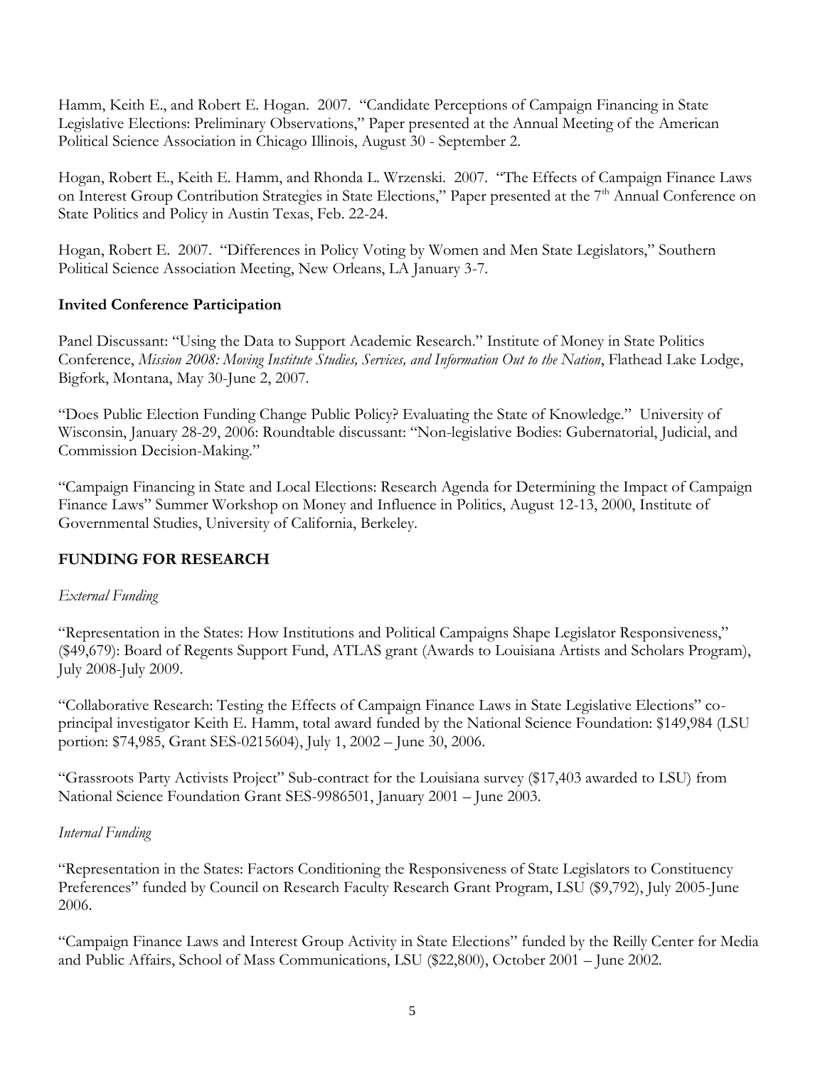Hamm, Keith E., and Robert E. Hogan. 2007. "Candidate Perceptions of Campaign Financing in State Legislative Elections: Preliminary Observations," Paper presented at the Annual Meeting of the American Political Science Association in Chicago Illinois, August 30 - September 2.

Hogan, Robert E., Keith E. Hamm, and Rhonda L. Wrzenski. 2007. "The Effects of Campaign Finance Laws on Interest Group Contribution Strategies in State Elections," Paper presented at the 7th Annual Conference on State Politics and Policy in Austin Texas, Feb. 22-24.

Hogan, Robert E. 2007. "Differences in Policy Voting by Women and Men State Legislators," Southern Political Science Association Meeting, New Orleans, LA January 3-7.

**Invited Conference Participation**

Panel Discussant: "Using the Data to Support Academic Research." Institute of Money in State Politics Conference, *Mission 2008: Moving Institute Studies, Services, and Information Out to the Nation*, Flathead Lake Lodge, Bigfork, Montana, May 30-June 2, 2007.

"Does Public Election Funding Change Public Policy? Evaluating the State of Knowledge." University of Wisconsin, January 28-29, 2006: Roundtable discussant: "Non-legislative Bodies: Gubernatorial, Judicial, and Commission Decision-Making."

"Campaign Financing in State and Local Elections: Research Agenda for Determining the Impact of Campaign Finance Laws" Summer Workshop on Money and Influence in Politics, August 12-13, 2000, Institute of Governmental Studies, University of California, Berkeley.

## FUNDING FOR RESEARCH

*External Funding*

"Representation in the States: How Institutions and Political Campaigns Shape Legislator Responsiveness," ($49,679): Board of Regents Support Fund, ATLAS grant (Awards to Louisiana Artists and Scholars Program), July 2008-July 2009.

"Collaborative Research: Testing the Effects of Campaign Finance Laws in State Legislative Elections" co-principal investigator Keith E. Hamm, total award funded by the National Science Foundation: $149,984 (LSU portion: $74,985, Grant SES-0215604), July 1, 2002 – June 30, 2006.

"Grassroots Party Activists Project" Sub-contract for the Louisiana survey ($17,403 awarded to LSU) from National Science Foundation Grant SES-9986501, January 2001 – June 2003.

*Internal Funding*

"Representation in the States: Factors Conditioning the Responsiveness of State Legislators to Constituency Preferences" funded by Council on Research Faculty Research Grant Program, LSU ($9,792), July 2005-June 2006.

"Campaign Finance Laws and Interest Group Activity in State Elections" funded by the Reilly Center for Media and Public Affairs, School of Mass Communications, LSU ($22,800), October 2001 – June 2002.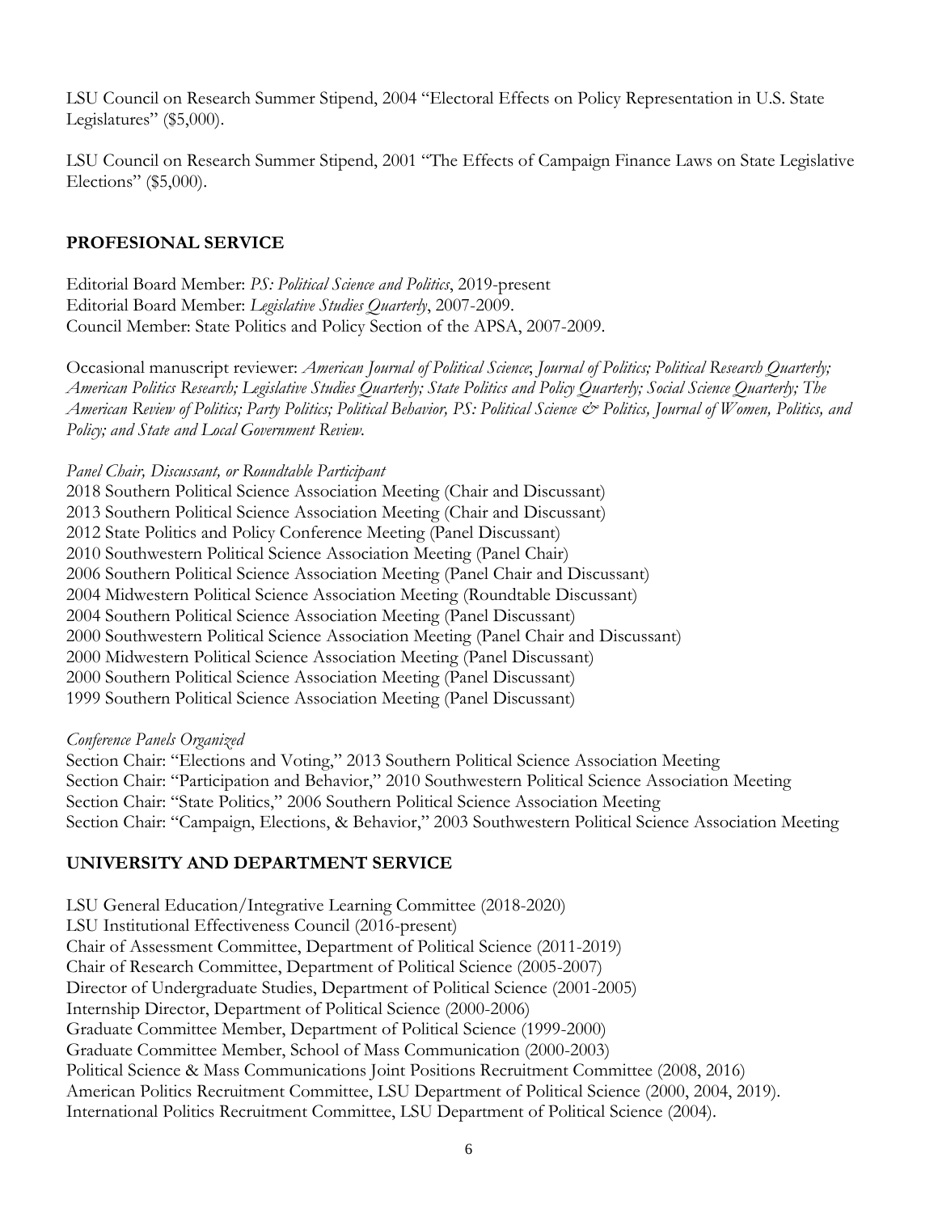LSU Council on Research Summer Stipend, 2004 "Electoral Effects on Policy Representation in U.S. State Legislatures" ($5,000).

LSU Council on Research Summer Stipend, 2001 "The Effects of Campaign Finance Laws on State Legislative Elections" ($5,000).

## PROFESIONAL SERVICE

Editorial Board Member: *PS: Political Science and Politics*, 2019-present
Editorial Board Member: *Legislative Studies Quarterly*, 2007-2009.
Council Member: State Politics and Policy Section of the APSA, 2007-2009.

Occasional manuscript reviewer: *American Journal of Political Science*; *Journal of Politics; Political Research Quarterly; American Politics Research; Legislative Studies Quarterly; State Politics and Policy Quarterly; Social Science Quarterly; The American Review of Politics; Party Politics; Political Behavior, PS: Political Science & Politics, Journal of Women, Politics, and Policy; and State and Local Government Review.*

*Panel Chair, Discussant, or Roundtable Participant*
2018 Southern Political Science Association Meeting (Chair and Discussant)
2013 Southern Political Science Association Meeting (Chair and Discussant)
2012 State Politics and Policy Conference Meeting (Panel Discussant)
2010 Southwestern Political Science Association Meeting (Panel Chair)
2006 Southern Political Science Association Meeting (Panel Chair and Discussant)
2004 Midwestern Political Science Association Meeting (Roundtable Discussant)
2004 Southern Political Science Association Meeting (Panel Discussant)
2000 Southwestern Political Science Association Meeting (Panel Chair and Discussant)
2000 Midwestern Political Science Association Meeting (Panel Discussant)
2000 Southern Political Science Association Meeting (Panel Discussant)
1999 Southern Political Science Association Meeting (Panel Discussant)

*Conference Panels Organized*
Section Chair: "Elections and Voting," 2013 Southern Political Science Association Meeting
Section Chair: "Participation and Behavior," 2010 Southwestern Political Science Association Meeting
Section Chair: "State Politics," 2006 Southern Political Science Association Meeting
Section Chair: "Campaign, Elections, & Behavior," 2003 Southwestern Political Science Association Meeting

## UNIVERSITY AND DEPARTMENT SERVICE

LSU General Education/Integrative Learning Committee (2018-2020)
LSU Institutional Effectiveness Council (2016-present)
Chair of Assessment Committee, Department of Political Science (2011-2019)
Chair of Research Committee, Department of Political Science (2005-2007)
Director of Undergraduate Studies, Department of Political Science (2001-2005)
Internship Director, Department of Political Science (2000-2006)
Graduate Committee Member, Department of Political Science (1999-2000)
Graduate Committee Member, School of Mass Communication (2000-2003)
Political Science & Mass Communications Joint Positions Recruitment Committee (2008, 2016)
American Politics Recruitment Committee, LSU Department of Political Science (2000, 2004, 2019).
International Politics Recruitment Committee, LSU Department of Political Science (2004).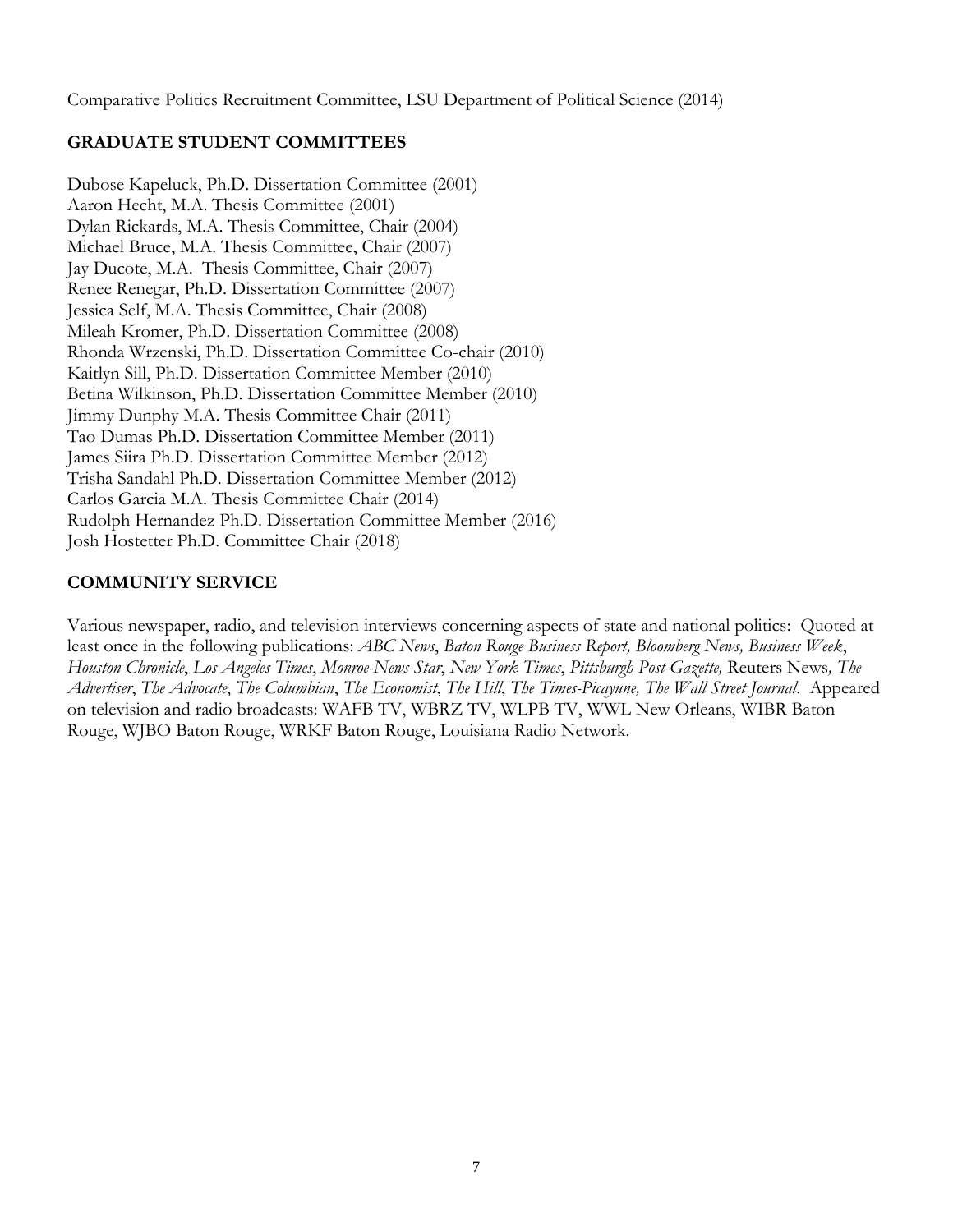Comparative Politics Recruitment Committee, LSU Department of Political Science (2014)

## GRADUATE STUDENT COMMITTEES

Dubose Kapeluck, Ph.D. Dissertation Committee (2001)
Aaron Hecht, M.A. Thesis Committee (2001)
Dylan Rickards, M.A. Thesis Committee, Chair (2004)
Michael Bruce, M.A. Thesis Committee, Chair (2007)
Jay Ducote, M.A. Thesis Committee, Chair (2007)
Renee Renegar, Ph.D. Dissertation Committee (2007)
Jessica Self, M.A. Thesis Committee, Chair (2008)
Mileah Kromer, Ph.D. Dissertation Committee (2008)
Rhonda Wrzenski, Ph.D. Dissertation Committee Co-chair (2010)
Kaitlyn Sill, Ph.D. Dissertation Committee Member (2010)
Betina Wilkinson, Ph.D. Dissertation Committee Member (2010)
Jimmy Dunphy M.A. Thesis Committee Chair (2011)
Tao Dumas Ph.D. Dissertation Committee Member (2011)
James Siira Ph.D. Dissertation Committee Member (2012)
Trisha Sandahl Ph.D. Dissertation Committee Member (2012)
Carlos Garcia M.A. Thesis Committee Chair (2014)
Rudolph Hernandez Ph.D. Dissertation Committee Member (2016)
Josh Hostetter Ph.D. Committee Chair (2018)

## COMMUNITY SERVICE

Various newspaper, radio, and television interviews concerning aspects of state and national politics: Quoted at least once in the following publications: *ABC News*, *Baton Rouge Business Report, Bloomberg News, Business Week*, *Houston Chronicle*, *Los Angeles Times*, *Monroe-News Star*, *New York Times*, *Pittsburgh Post-Gazette,* Reuters News*, The Advertiser*, *The Advocate*, *The Columbian*, *The Economist*, *The Hill*, *The Times-Picayune, The Wall Street Journal*. Appeared on television and radio broadcasts: WAFB TV, WBRZ TV, WLPB TV, WWL New Orleans, WIBR Baton Rouge, WJBO Baton Rouge, WRKF Baton Rouge, Louisiana Radio Network.